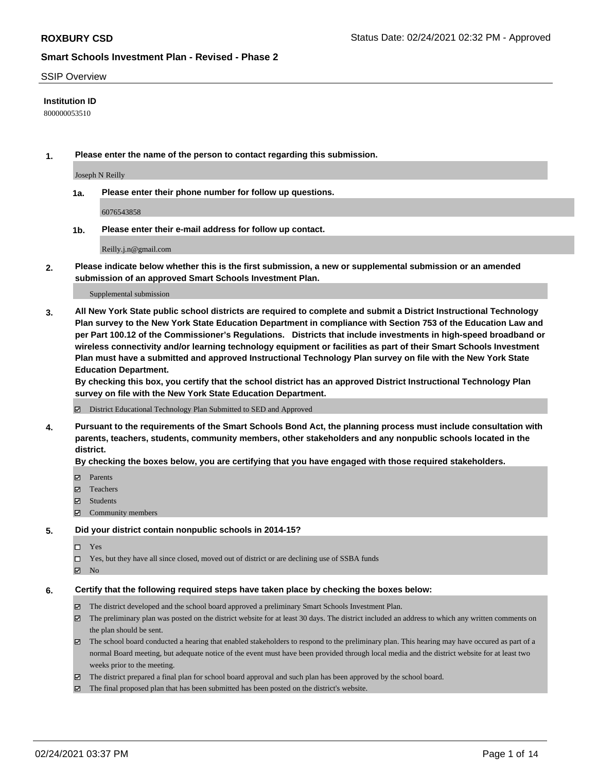**ROXBURY CSD**

Status Date: 02/24/2021 02:32 PM - Approved

**Smart Schools Investment Plan - Revised - Phase 2**

SSIP Overview

**Institution ID**

800000053510

**1. Please enter the name of the person to contact regarding this submission.**

Joseph N Reilly

**1a. Please enter their phone number for follow up questions.**

6076543858

**1b. Please enter their e-mail address for follow up contact.**

Reilly.j.n@gmail.com

**2. Please indicate below whether this is the first submission, a new or supplemental submission or an amended submission of an approved Smart Schools Investment Plan.**

Supplemental submission

**3. All New York State public school districts are required to complete and submit a District Instructional Technology Plan survey to the New York State Education Department in compliance with Section 753 of the Education Law and per Part 100.12 of the Commissioner's Regulations. Districts that include investments in high-speed broadband or wireless connectivity and/or learning technology equipment or facilities as part of their Smart Schools Investment Plan must have a submitted and approved Instructional Technology Plan survey on file with the New York State Education Department.**
**By checking this box, you certify that the school district has an approved District Instructional Technology Plan survey on file with the New York State Education Department.**

☑ District Educational Technology Plan Submitted to SED and Approved

**4. Pursuant to the requirements of the Smart Schools Bond Act, the planning process must include consultation with parents, teachers, students, community members, other stakeholders and any nonpublic schools located in the district.**
**By checking the boxes below, you are certifying that you have engaged with those required stakeholders.**

☑ Parents
☑ Teachers
☑ Students
☑ Community members

**5. Did your district contain nonpublic schools in 2014-15?**

☐ Yes
☐ Yes, but they have all since closed, moved out of district or are declining use of SSBA funds
☑ No

**6. Certify that the following required steps have taken place by checking the boxes below:**

☑ The district developed and the school board approved a preliminary Smart Schools Investment Plan.
☑ The preliminary plan was posted on the district website for at least 30 days. The district included an address to which any written comments on the plan should be sent.
☑ The school board conducted a hearing that enabled stakeholders to respond to the preliminary plan. This hearing may have occured as part of a normal Board meeting, but adequate notice of the event must have been provided through local media and the district website for at least two weeks prior to the meeting.
☑ The district prepared a final plan for school board approval and such plan has been approved by the school board.
☑ The final proposed plan that has been submitted has been posted on the district's website.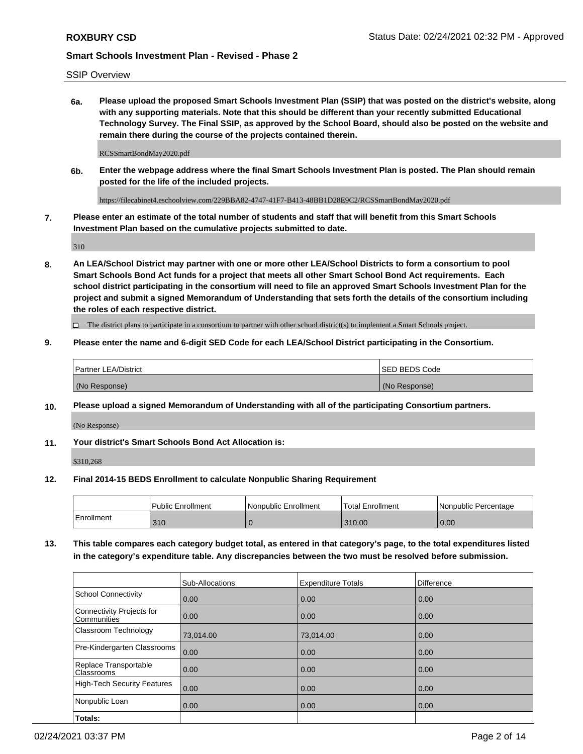SSIP Overview

**6a. Please upload the proposed Smart Schools Investment Plan (SSIP) that was posted on the district's website, along with any supporting materials. Note that this should be different than your recently submitted Educational Technology Survey. The Final SSIP, as approved by the School Board, should also be posted on the website and remain there during the course of the projects contained therein.**

RCSSmartBondMay2020.pdf

**6b. Enter the webpage address where the final Smart Schools Investment Plan is posted. The Plan should remain posted for the life of the included projects.**

https://filecabinet4.eschoolview.com/229BBA82-4747-41F7-B413-48BB1D28E9C2/RCSSmartBondMay2020.pdf

**7. Please enter an estimate of the total number of students and staff that will benefit from this Smart Schools Investment Plan based on the cumulative projects submitted to date.**

310

**8. An LEA/School District may partner with one or more other LEA/School Districts to form a consortium to pool Smart Schools Bond Act funds for a project that meets all other Smart School Bond Act requirements. Each school district participating in the consortium will need to file an approved Smart Schools Investment Plan for the project and submit a signed Memorandum of Understanding that sets forth the details of the consortium including the roles of each respective district.**

☐ The district plans to participate in a consortium to partner with other school district(s) to implement a Smart Schools project.

**9. Please enter the name and 6-digit SED Code for each LEA/School District participating in the Consortium.**

| Partner LEA/District | SED BEDS Code |
| --- | --- |
| (No Response) | (No Response) |

**10. Please upload a signed Memorandum of Understanding with all of the participating Consortium partners.**

(No Response)

**11. Your district's Smart Schools Bond Act Allocation is:**

$310,268

**12. Final 2014-15 BEDS Enrollment to calculate Nonpublic Sharing Requirement**

| | Public Enrollment | Nonpublic Enrollment | Total Enrollment | Nonpublic Percentage |
| --- | --- | --- | --- | --- |
| Enrollment | 310 | 0 | 310.00 | 0.00 |

**13. This table compares each category budget total, as entered in that category's page, to the total expenditures listed in the category's expenditure table. Any discrepancies between the two must be resolved before submission.**

| | Sub-Allocations | Expenditure Totals | Difference |
| --- | --- | --- | --- |
| School Connectivity | 0.00 | 0.00 | 0.00 |
| Connectivity Projects for Communities | 0.00 | 0.00 | 0.00 |
| Classroom Technology | 73,014.00 | 73,014.00 | 0.00 |
| Pre-Kindergarten Classrooms | 0.00 | 0.00 | 0.00 |
| Replace Transportable Classrooms | 0.00 | 0.00 | 0.00 |
| High-Tech Security Features | 0.00 | 0.00 | 0.00 |
| Nonpublic Loan | 0.00 | 0.00 | 0.00 |
| **Totals:** | | | |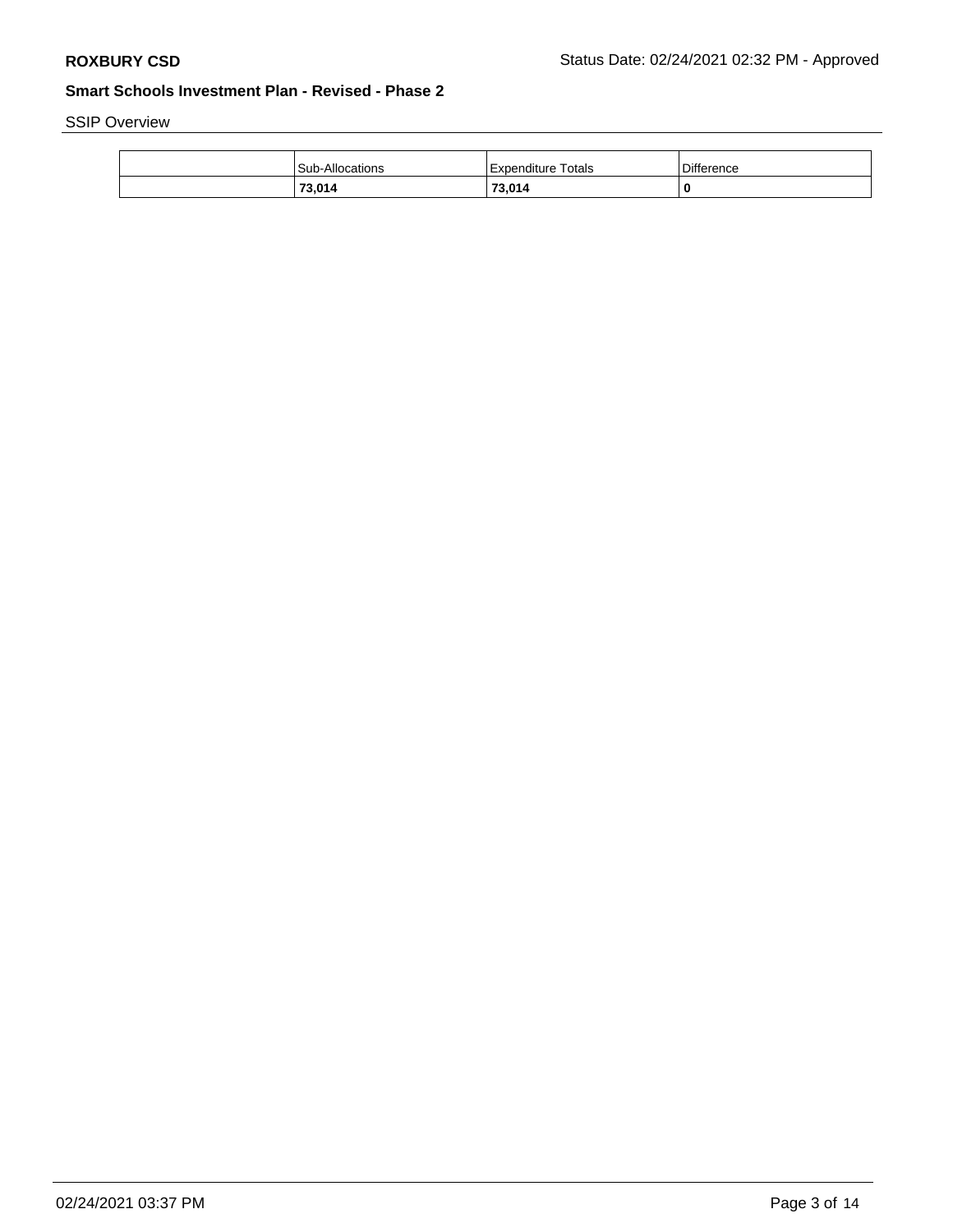SSIP Overview

| | Sub-Allocations | Expenditure Totals | Difference |
|---|---|---|---|
| | **73,014** | **73,014** | **0** |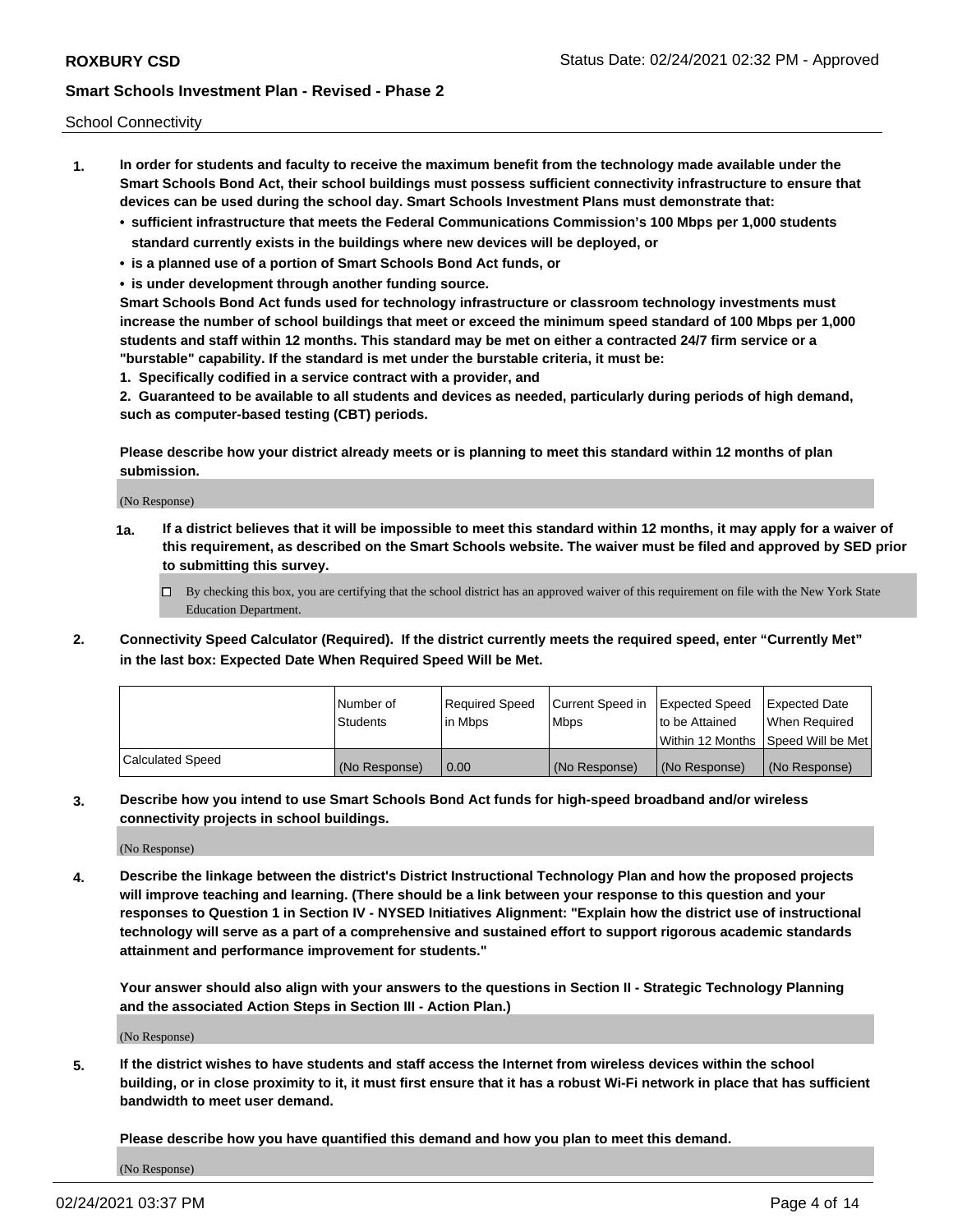School Connectivity

1. **In order for students and faculty to receive the maximum benefit from the technology made available under the Smart Schools Bond Act, their school buildings must possess sufficient connectivity infrastructure to ensure that devices can be used during the school day. Smart Schools Investment Plans must demonstrate that:**
   - **sufficient infrastructure that meets the Federal Communications Commission's 100 Mbps per 1,000 students standard currently exists in the buildings where new devices will be deployed, or**
   - **is a planned use of a portion of Smart Schools Bond Act funds, or**
   - **is under development through another funding source.**

   **Smart Schools Bond Act funds used for technology infrastructure or classroom technology investments must increase the number of school buildings that meet or exceed the minimum speed standard of 100 Mbps per 1,000 students and staff within 12 months. This standard may be met on either a contracted 24/7 firm service or a "burstable" capability. If the standard is met under the burstable criteria, it must be:**

   **1. Specifically codified in a service contract with a provider, and**

   **2. Guaranteed to be available to all students and devices as needed, particularly during periods of high demand, such as computer-based testing (CBT) periods.**

   **Please describe how your district already meets or is planning to meet this standard within 12 months of plan submission.**

   (No Response)

   **1a. If a district believes that it will be impossible to meet this standard within 12 months, it may apply for a waiver of this requirement, as described on the Smart Schools website. The waiver must be filed and approved by SED prior to submitting this survey.**

   ☐ By checking this box, you are certifying that the school district has an approved waiver of this requirement on file with the New York State Education Department.

2. **Connectivity Speed Calculator (Required). If the district currently meets the required speed, enter "Currently Met" in the last box: Expected Date When Required Speed Will be Met.**

| | Number of Students | Required Speed in Mbps | Current Speed in Mbps | Expected Speed to be Attained Within 12 Months | Expected Date When Required Speed Will be Met |
|---|---|---|---|---|---|
| Calculated Speed | (No Response) | 0.00 | (No Response) | (No Response) | (No Response) |

3. **Describe how you intend to use Smart Schools Bond Act funds for high-speed broadband and/or wireless connectivity projects in school buildings.**

   (No Response)

4. **Describe the linkage between the district's District Instructional Technology Plan and how the proposed projects will improve teaching and learning. (There should be a link between your response to this question and your responses to Question 1 in Section IV - NYSED Initiatives Alignment: "Explain how the district use of instructional technology will serve as a part of a comprehensive and sustained effort to support rigorous academic standards attainment and performance improvement for students."**

   **Your answer should also align with your answers to the questions in Section II - Strategic Technology Planning and the associated Action Steps in Section III - Action Plan.)**

   (No Response)

5. **If the district wishes to have students and staff access the Internet from wireless devices within the school building, or in close proximity to it, it must first ensure that it has a robust Wi-Fi network in place that has sufficient bandwidth to meet user demand.**

   **Please describe how you have quantified this demand and how you plan to meet this demand.**

   (No Response)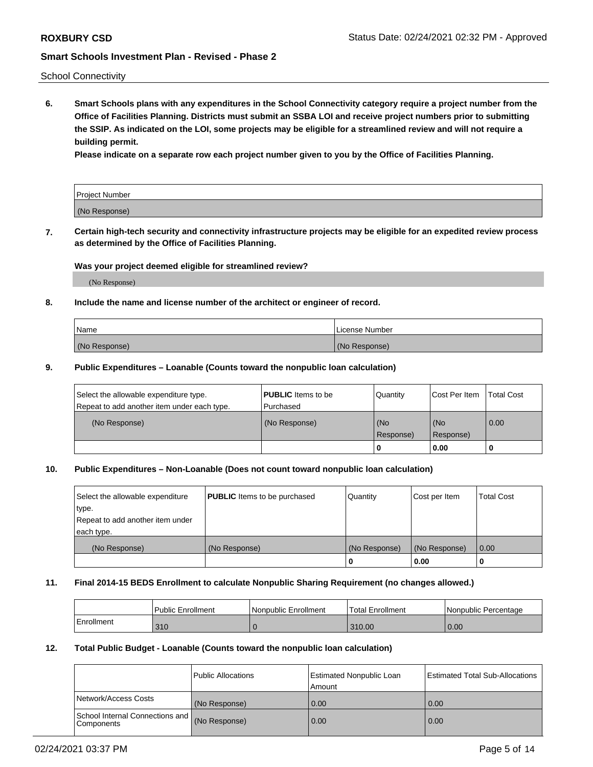School Connectivity

**6. Smart Schools plans with any expenditures in the School Connectivity category require a project number from the Office of Facilities Planning. Districts must submit an SSBA LOI and receive project numbers prior to submitting the SSIP. As indicated on the LOI, some projects may be eligible for a streamlined review and will not require a building permit.**

**Please indicate on a separate row each project number given to you by the Office of Facilities Planning.**

| Project Number |
| --- |
| (No Response) |

**7. Certain high-tech security and connectivity infrastructure projects may be eligible for an expedited review process as determined by the Office of Facilities Planning.**

**Was your project deemed eligible for streamlined review?**

(No Response)

**8. Include the name and license number of the architect or engineer of record.**

| Name | License Number |
| --- | --- |
| (No Response) | (No Response) |

**9. Public Expenditures – Loanable (Counts toward the nonpublic loan calculation)**

| Select the allowable expenditure type. Repeat to add another item under each type. | **PUBLIC** Items to be Purchased | Quantity | Cost Per Item | Total Cost |
| --- | --- | --- | --- | --- |
| (No Response) | (No Response) | (No Response) | (No Response) | 0.00 |
| | | 0 | 0.00 | 0 |

**10. Public Expenditures – Non-Loanable (Does not count toward nonpublic loan calculation)**

| Select the allowable expenditure type. Repeat to add another item under each type. | **PUBLIC** Items to be purchased | Quantity | Cost per Item | Total Cost |
| --- | --- | --- | --- | --- |
| (No Response) | (No Response) | (No Response) | (No Response) | 0.00 |
| | | 0 | 0.00 | 0 |

**11. Final 2014-15 BEDS Enrollment to calculate Nonpublic Sharing Requirement (no changes allowed.)**

| | Public Enrollment | Nonpublic Enrollment | Total Enrollment | Nonpublic Percentage |
| --- | --- | --- | --- | --- |
| Enrollment | 310 | 0 | 310.00 | 0.00 |

**12. Total Public Budget - Loanable (Counts toward the nonpublic loan calculation)**

| | Public Allocations | Estimated Nonpublic Loan Amount | Estimated Total Sub-Allocations |
| --- | --- | --- | --- |
| Network/Access Costs | (No Response) | 0.00 | 0.00 |
| School Internal Connections and Components | (No Response) | 0.00 | 0.00 |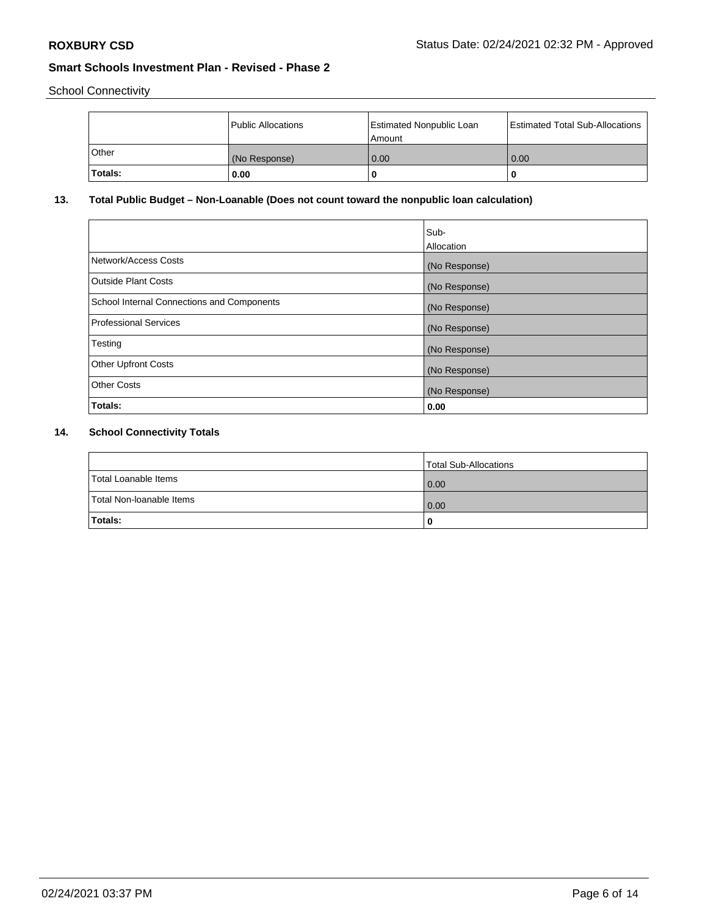School Connectivity

| | Public Allocations | Estimated Nonpublic Loan Amount | Estimated Total Sub-Allocations |
|---|---|---|---|
| Other | (No Response) | 0.00 | 0.00 |
| **Totals:** | **0.00** | **0** | **0** |

## 13. Total Public Budget – Non-Loanable (Does not count toward the nonpublic loan calculation)

| | Sub-Allocation |
|---|---|
| Network/Access Costs | (No Response) |
| Outside Plant Costs | (No Response) |
| School Internal Connections and Components | (No Response) |
| Professional Services | (No Response) |
| Testing | (No Response) |
| Other Upfront Costs | (No Response) |
| Other Costs | (No Response) |
| **Totals:** | **0.00** |

## 14. School Connectivity Totals

| | Total Sub-Allocations |
|---|---|
| Total Loanable Items | 0.00 |
| Total Non-loanable Items | 0.00 |
| **Totals:** | **0** |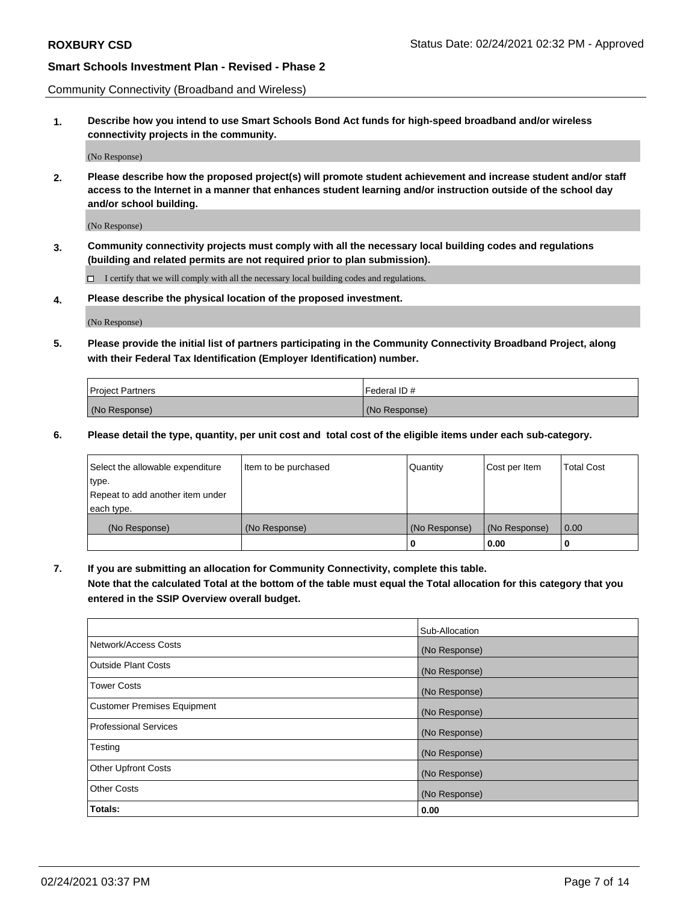Community Connectivity (Broadband and Wireless)

**1. Describe how you intend to use Smart Schools Bond Act funds for high-speed broadband and/or wireless connectivity projects in the community.**

(No Response)

**2. Please describe how the proposed project(s) will promote student achievement and increase student and/or staff access to the Internet in a manner that enhances student learning and/or instruction outside of the school day and/or school building.**

(No Response)

**3. Community connectivity projects must comply with all the necessary local building codes and regulations (building and related permits are not required prior to plan submission).**

☐ I certify that we will comply with all the necessary local building codes and regulations.

**4. Please describe the physical location of the proposed investment.**

(No Response)

**5. Please provide the initial list of partners participating in the Community Connectivity Broadband Project, along with their Federal Tax Identification (Employer Identification) number.**

| Project Partners | Federal ID # |
|---|---|
| (No Response) | (No Response) |

**6. Please detail the type, quantity, per unit cost and total cost of the eligible items under each sub-category.**

| Select the allowable expenditure type. Repeat to add another item under each type. | Item to be purchased | Quantity | Cost per Item | Total Cost |
|---|---|---|---|---|
| (No Response) | (No Response) | (No Response) | (No Response) | 0.00 |
| | | **0** | **0.00** | **0** |

**7. If you are submitting an allocation for Community Connectivity, complete this table. Note that the calculated Total at the bottom of the table must equal the Total allocation for this category that you entered in the SSIP Overview overall budget.**

| | Sub-Allocation |
|---|---|
| Network/Access Costs | (No Response) |
| Outside Plant Costs | (No Response) |
| Tower Costs | (No Response) |
| Customer Premises Equipment | (No Response) |
| Professional Services | (No Response) |
| Testing | (No Response) |
| Other Upfront Costs | (No Response) |
| Other Costs | (No Response) |
| **Totals:** | **0.00** |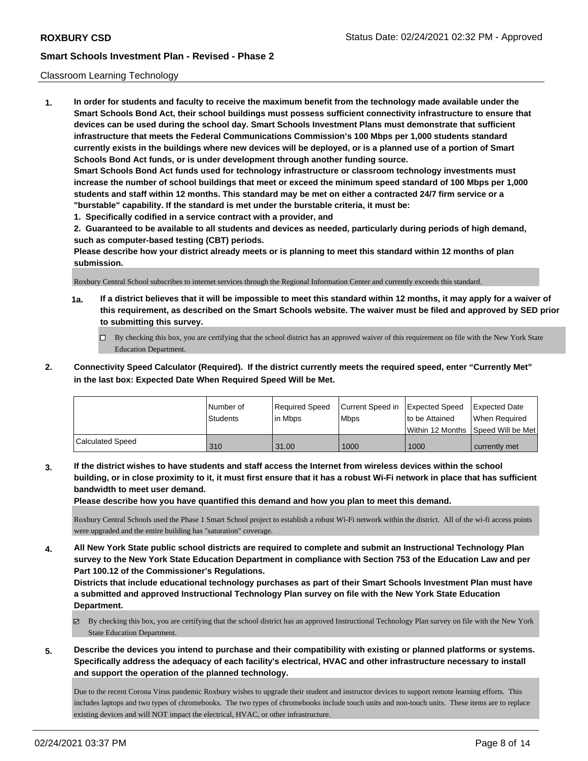## Classroom Learning Technology

**1. In order for students and faculty to receive the maximum benefit from the technology made available under the Smart Schools Bond Act, their school buildings must possess sufficient connectivity infrastructure to ensure that devices can be used during the school day. Smart Schools Investment Plans must demonstrate that sufficient infrastructure that meets the Federal Communications Commission's 100 Mbps per 1,000 students standard currently exists in the buildings where new devices will be deployed, or is a planned use of a portion of Smart Schools Bond Act funds, or is under development through another funding source.**

**Smart Schools Bond Act funds used for technology infrastructure or classroom technology investments must increase the number of school buildings that meet or exceed the minimum speed standard of 100 Mbps per 1,000 students and staff within 12 months. This standard may be met on either a contracted 24/7 firm service or a "burstable" capability. If the standard is met under the burstable criteria, it must be:**

**1. Specifically codified in a service contract with a provider, and**

**2. Guaranteed to be available to all students and devices as needed, particularly during periods of high demand, such as computer-based testing (CBT) periods.**

**Please describe how your district already meets or is planning to meet this standard within 12 months of plan submission.**

Roxbury Central School subscribes to internet services through the Regional Information Center and currently exceeds this standard.

**1a. If a district believes that it will be impossible to meet this standard within 12 months, it may apply for a waiver of this requirement, as described on the Smart Schools website. The waiver must be filed and approved by SED prior to submitting this survey.**

☐ By checking this box, you are certifying that the school district has an approved waiver of this requirement on file with the New York State Education Department.

**2. Connectivity Speed Calculator (Required). If the district currently meets the required speed, enter "Currently Met" in the last box: Expected Date When Required Speed Will be Met.**

| | Number of Students | Required Speed in Mbps | Current Speed in Mbps | Expected Speed to be Attained Within 12 Months | Expected Date When Required Speed Will be Met |
|---|---|---|---|---|---|
| Calculated Speed | 310 | 31.00 | 1000 | 1000 | currently met |

**3. If the district wishes to have students and staff access the Internet from wireless devices within the school building, or in close proximity to it, it must first ensure that it has a robust Wi-Fi network in place that has sufficient bandwidth to meet user demand.**

**Please describe how you have quantified this demand and how you plan to meet this demand.**

Roxbury Central Schools used the Phase 1 Smart School project to establish a robust Wi-Fi network within the district. All of the wi-fi access points were upgraded and the entire building has "saturation" coverage.

**4. All New York State public school districts are required to complete and submit an Instructional Technology Plan survey to the New York State Education Department in compliance with Section 753 of the Education Law and per Part 100.12 of the Commissioner's Regulations.**

**Districts that include educational technology purchases as part of their Smart Schools Investment Plan must have a submitted and approved Instructional Technology Plan survey on file with the New York State Education Department.**

☑ By checking this box, you are certifying that the school district has an approved Instructional Technology Plan survey on file with the New York State Education Department.

**5. Describe the devices you intend to purchase and their compatibility with existing or planned platforms or systems. Specifically address the adequacy of each facility's electrical, HVAC and other infrastructure necessary to install and support the operation of the planned technology.**

Due to the recent Corona Virus pandemic Roxbury wishes to upgrade their student and instructor devices to support remote learning efforts. This includes laptops and two types of chromebooks. The two types of chromebooks include touch units and non-touch units. These items are to replace existing devices and will NOT impact the electrical, HVAC, or other infrastructure.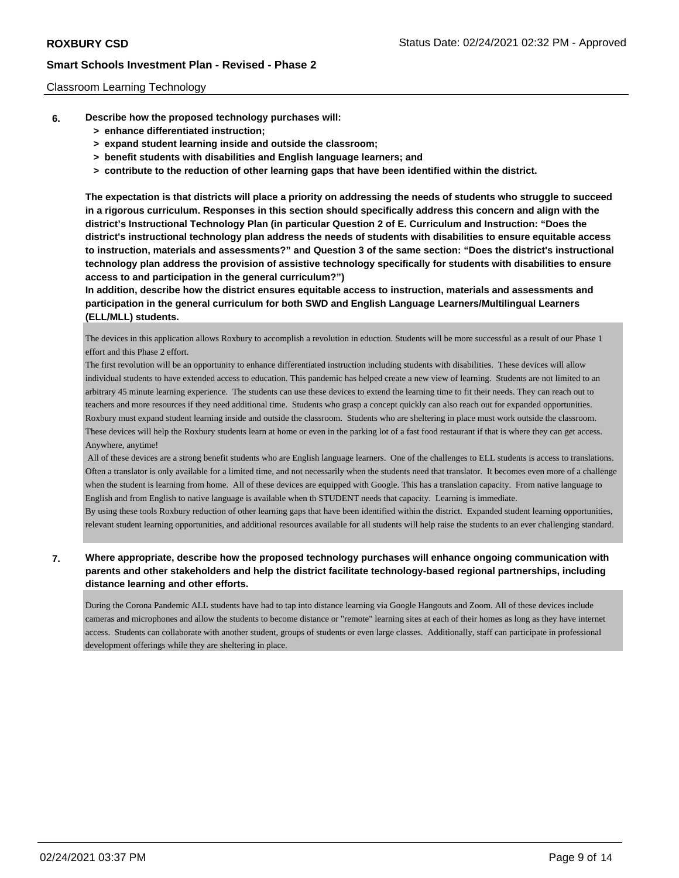Classroom Learning Technology

6. **Describe how the proposed technology purchases will:**
   - **> enhance differentiated instruction;**
   - **> expand student learning inside and outside the classroom;**
   - **> benefit students with disabilities and English language learners; and**
   - **> contribute to the reduction of other learning gaps that have been identified within the district.**

   **The expectation is that districts will place a priority on addressing the needs of students who struggle to succeed in a rigorous curriculum. Responses in this section should specifically address this concern and align with the district's Instructional Technology Plan (in particular Question 2 of E. Curriculum and Instruction: "Does the district's instructional technology plan address the needs of students with disabilities to ensure equitable access to instruction, materials and assessments?" and Question 3 of the same section: "Does the district's instructional technology plan address the provision of assistive technology specifically for students with disabilities to ensure access to and participation in the general curriculum?")**
   **In addition, describe how the district ensures equitable access to instruction, materials and assessments and participation in the general curriculum for both SWD and English Language Learners/Multilingual Learners (ELL/MLL) students.**

   The devices in this application allows Roxbury to accomplish a revolution in eduction. Students will be more successful as a result of our Phase 1 effort and this Phase 2 effort.
   The first revolution will be an opportunity to enhance differentiated instruction including students with disabilities. These devices will allow individual students to have extended access to education. This pandemic has helped create a new view of learning. Students are not limited to an arbitrary 45 minute learning experience. The students can use these devices to extend the learning time to fit their needs. They can reach out to teachers and more resources if they need additional time. Students who grasp a concept quickly can also reach out for expanded opportunities.
   Roxbury must expand student learning inside and outside the classroom. Students who are sheltering in place must work outside the classroom. These devices will help the Roxbury students learn at home or even in the parking lot of a fast food restaurant if that is where they can get access. Anywhere, anytime!
   All of these devices are a strong benefit students who are English language learners. One of the challenges to ELL students is access to translations. Often a translator is only available for a limited time, and not necessarily when the students need that translator. It becomes even more of a challenge when the student is learning from home. All of these devices are equipped with Google. This has a translation capacity. From native language to English and from English to native language is available when th STUDENT needs that capacity. Learning is immediate.
   By using these tools Roxbury reduction of other learning gaps that have been identified within the district. Expanded student learning opportunities, relevant student learning opportunities, and additional resources available for all students will help raise the students to an ever challenging standard.

7. **Where appropriate, describe how the proposed technology purchases will enhance ongoing communication with parents and other stakeholders and help the district facilitate technology-based regional partnerships, including distance learning and other efforts.**

   During the Corona Pandemic ALL students have had to tap into distance learning via Google Hangouts and Zoom. All of these devices include cameras and microphones and allow the students to become distance or "remote" learning sites at each of their homes as long as they have internet access. Students can collaborate with another student, groups of students or even large classes. Additionally, staff can participate in professional development offerings while they are sheltering in place.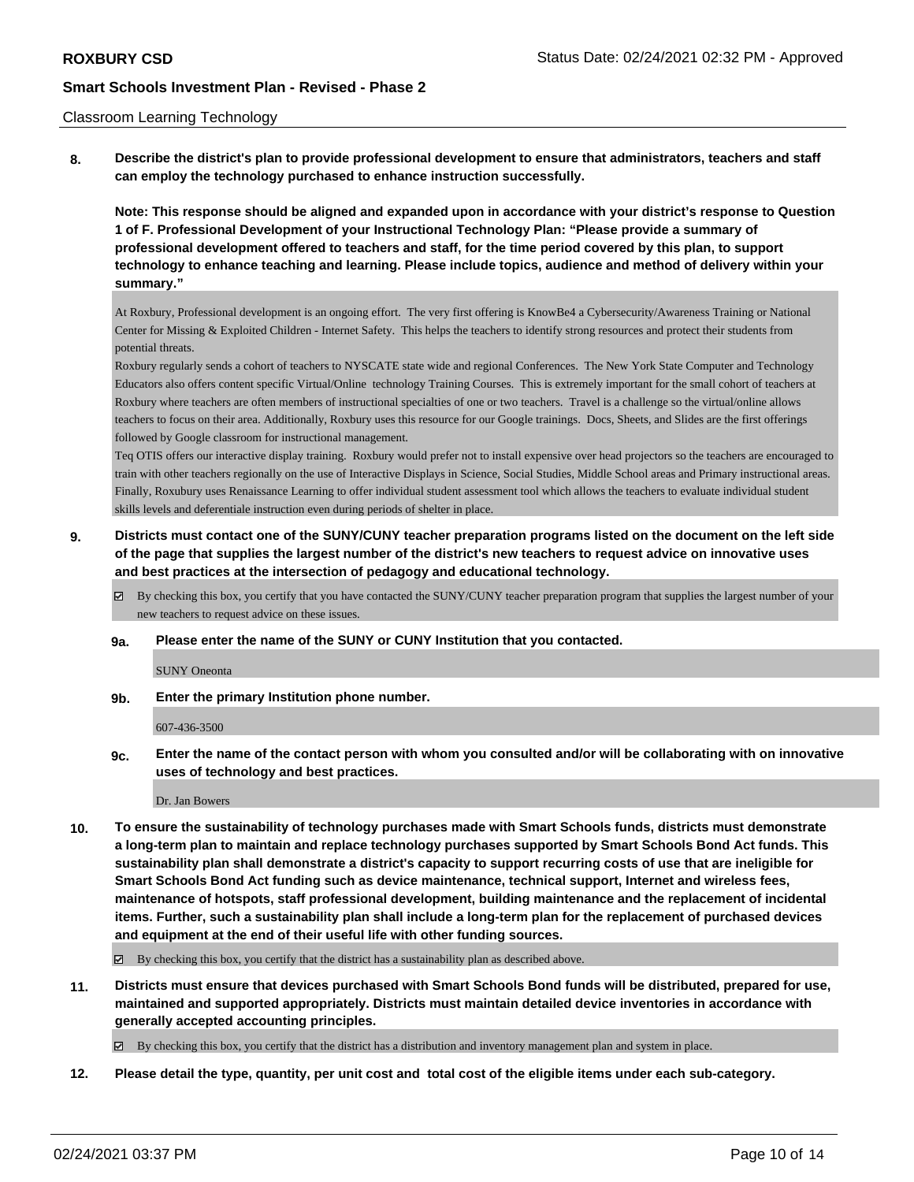Classroom Learning Technology

**8. Describe the district's plan to provide professional development to ensure that administrators, teachers and staff can employ the technology purchased to enhance instruction successfully.**

**Note: This response should be aligned and expanded upon in accordance with your district's response to Question 1 of F. Professional Development of your Instructional Technology Plan: "Please provide a summary of professional development offered to teachers and staff, for the time period covered by this plan, to support technology to enhance teaching and learning. Please include topics, audience and method of delivery within your summary."**

At Roxbury, Professional development is an ongoing effort. The very first offering is KnowBe4 a Cybersecurity/Awareness Training or National Center for Missing & Exploited Children - Internet Safety. This helps the teachers to identify strong resources and protect their students from potential threats.

Roxbury regularly sends a cohort of teachers to NYSCATE state wide and regional Conferences. The New York State Computer and Technology Educators also offers content specific Virtual/Online technology Training Courses. This is extremely important for the small cohort of teachers at Roxbury where teachers are often members of instructional specialties of one or two teachers. Travel is a challenge so the virtual/online allows teachers to focus on their area. Additionally, Roxbury uses this resource for our Google trainings. Docs, Sheets, and Slides are the first offerings followed by Google classroom for instructional management.

Teq OTIS offers our interactive display training. Roxbury would prefer not to install expensive over head projectors so the teachers are encouraged to train with other teachers regionally on the use of Interactive Displays in Science, Social Studies, Middle School areas and Primary instructional areas. Finally, Roxubury uses Renaissance Learning to offer individual student assessment tool which allows the teachers to evaluate individual student skills levels and deferentiale instruction even during periods of shelter in place.

**9. Districts must contact one of the SUNY/CUNY teacher preparation programs listed on the document on the left side of the page that supplies the largest number of the district's new teachers to request advice on innovative uses and best practices at the intersection of pedagogy and educational technology.**

☑ By checking this box, you certify that you have contacted the SUNY/CUNY teacher preparation program that supplies the largest number of your new teachers to request advice on these issues.

**9a. Please enter the name of the SUNY or CUNY Institution that you contacted.**

SUNY Oneonta

**9b. Enter the primary Institution phone number.**

607-436-3500

**9c. Enter the name of the contact person with whom you consulted and/or will be collaborating with on innovative uses of technology and best practices.**

Dr. Jan Bowers

**10. To ensure the sustainability of technology purchases made with Smart Schools funds, districts must demonstrate a long-term plan to maintain and replace technology purchases supported by Smart Schools Bond Act funds. This sustainability plan shall demonstrate a district's capacity to support recurring costs of use that are ineligible for Smart Schools Bond Act funding such as device maintenance, technical support, Internet and wireless fees, maintenance of hotspots, staff professional development, building maintenance and the replacement of incidental items. Further, such a sustainability plan shall include a long-term plan for the replacement of purchased devices and equipment at the end of their useful life with other funding sources.**

☑ By checking this box, you certify that the district has a sustainability plan as described above.

**11. Districts must ensure that devices purchased with Smart Schools Bond funds will be distributed, prepared for use, maintained and supported appropriately. Districts must maintain detailed device inventories in accordance with generally accepted accounting principles.**

☑ By checking this box, you certify that the district has a distribution and inventory management plan and system in place.

**12. Please detail the type, quantity, per unit cost and total cost of the eligible items under each sub-category.**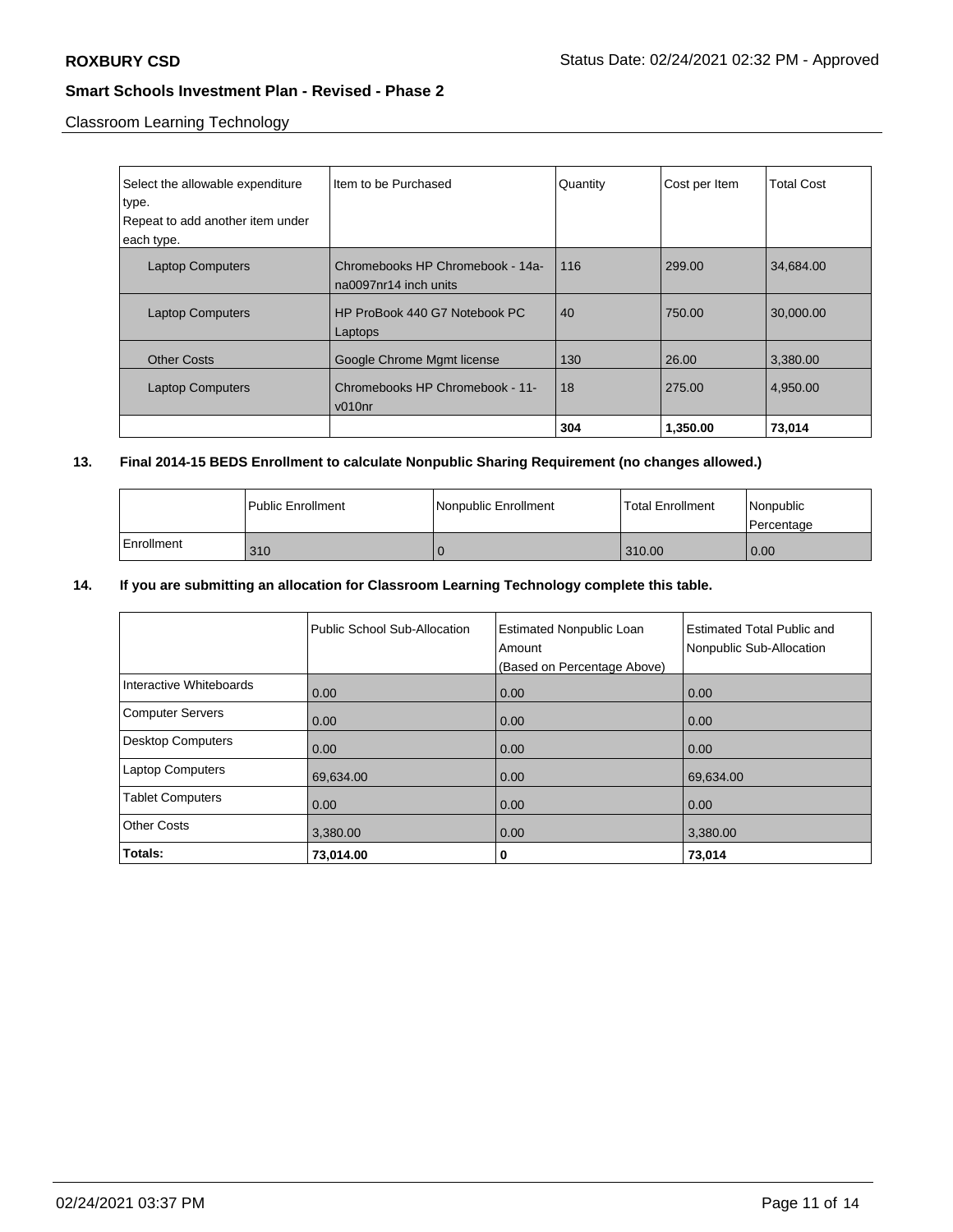Classroom Learning Technology

| Select the allowable expenditure type. Repeat to add another item under each type. | Item to be Purchased | Quantity | Cost per Item | Total Cost |
|---|---|---|---|---|
| Laptop Computers | Chromebooks HP Chromebook - 14a-na0097nr14 inch units | 116 | 299.00 | 34,684.00 |
| Laptop Computers | HP ProBook 440 G7 Notebook PC Laptops | 40 | 750.00 | 30,000.00 |
| Other Costs | Google Chrome Mgmt license | 130 | 26.00 | 3,380.00 |
| Laptop Computers | Chromebooks HP Chromebook - 11-v010nr | 18 | 275.00 | 4,950.00 |
| | | **304** | **1,350.00** | **73,014** |

**13. Final 2014-15 BEDS Enrollment to calculate Nonpublic Sharing Requirement (no changes allowed.)**

| | Public Enrollment | Nonpublic Enrollment | Total Enrollment | Nonpublic Percentage |
|---|---|---|---|---|
| Enrollment | 310 | 0 | 310.00 | 0.00 |

**14. If you are submitting an allocation for Classroom Learning Technology complete this table.**

| | Public School Sub-Allocation | Estimated Nonpublic Loan Amount (Based on Percentage Above) | Estimated Total Public and Nonpublic Sub-Allocation |
|---|---|---|---|
| Interactive Whiteboards | 0.00 | 0.00 | 0.00 |
| Computer Servers | 0.00 | 0.00 | 0.00 |
| Desktop Computers | 0.00 | 0.00 | 0.00 |
| Laptop Computers | 69,634.00 | 0.00 | 69,634.00 |
| Tablet Computers | 0.00 | 0.00 | 0.00 |
| Other Costs | 3,380.00 | 0.00 | 3,380.00 |
| **Totals:** | **73,014.00** | **0** | **73,014** |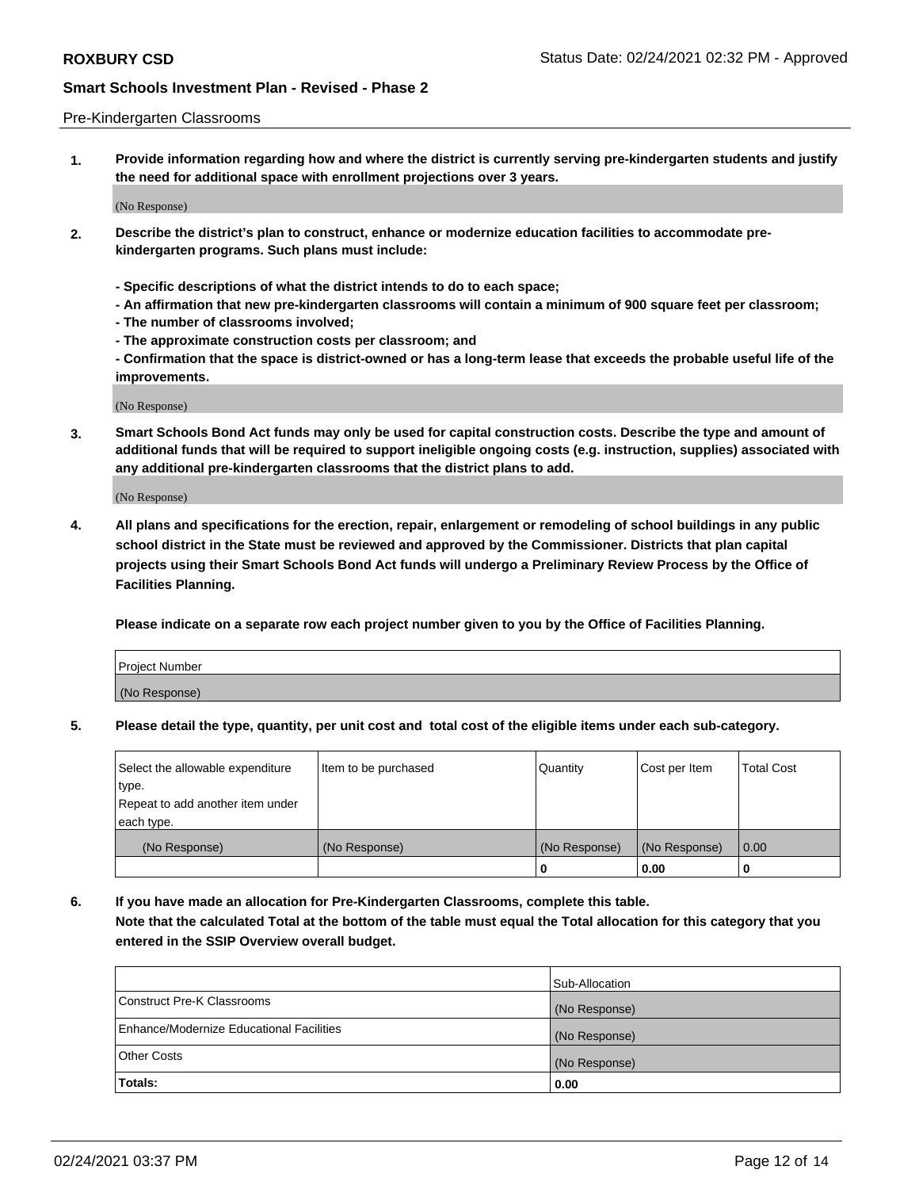Pre-Kindergarten Classrooms

**1. Provide information regarding how and where the district is currently serving pre-kindergarten students and justify the need for additional space with enrollment projections over 3 years.**

(No Response)

**2. Describe the district's plan to construct, enhance or modernize education facilities to accommodate pre-kindergarten programs. Such plans must include:**

**- Specific descriptions of what the district intends to do to each space;**
**- An affirmation that new pre-kindergarten classrooms will contain a minimum of 900 square feet per classroom;**
**- The number of classrooms involved;**
**- The approximate construction costs per classroom; and**
**- Confirmation that the space is district-owned or has a long-term lease that exceeds the probable useful life of the improvements.**

(No Response)

**3. Smart Schools Bond Act funds may only be used for capital construction costs. Describe the type and amount of additional funds that will be required to support ineligible ongoing costs (e.g. instruction, supplies) associated with any additional pre-kindergarten classrooms that the district plans to add.**

(No Response)

**4. All plans and specifications for the erection, repair, enlargement or remodeling of school buildings in any public school district in the State must be reviewed and approved by the Commissioner. Districts that plan capital projects using their Smart Schools Bond Act funds will undergo a Preliminary Review Process by the Office of Facilities Planning.**

**Please indicate on a separate row each project number given to you by the Office of Facilities Planning.**

| Project Number |
|---|
| (No Response) |

**5. Please detail the type, quantity, per unit cost and total cost of the eligible items under each sub-category.**

| Select the allowable expenditure type. Repeat to add another item under each type. | Item to be purchased | Quantity | Cost per Item | Total Cost |
|---|---|---|---|---|
| (No Response) | (No Response) | (No Response) | (No Response) | 0.00 |
| | | 0 | 0.00 | 0 |

**6. If you have made an allocation for Pre-Kindergarten Classrooms, complete this table.**
**Note that the calculated Total at the bottom of the table must equal the Total allocation for this category that you entered in the SSIP Overview overall budget.**

| | Sub-Allocation |
|---|---|
| Construct Pre-K Classrooms | (No Response) |
| Enhance/Modernize Educational Facilities | (No Response) |
| Other Costs | (No Response) |
| **Totals:** | 0.00 |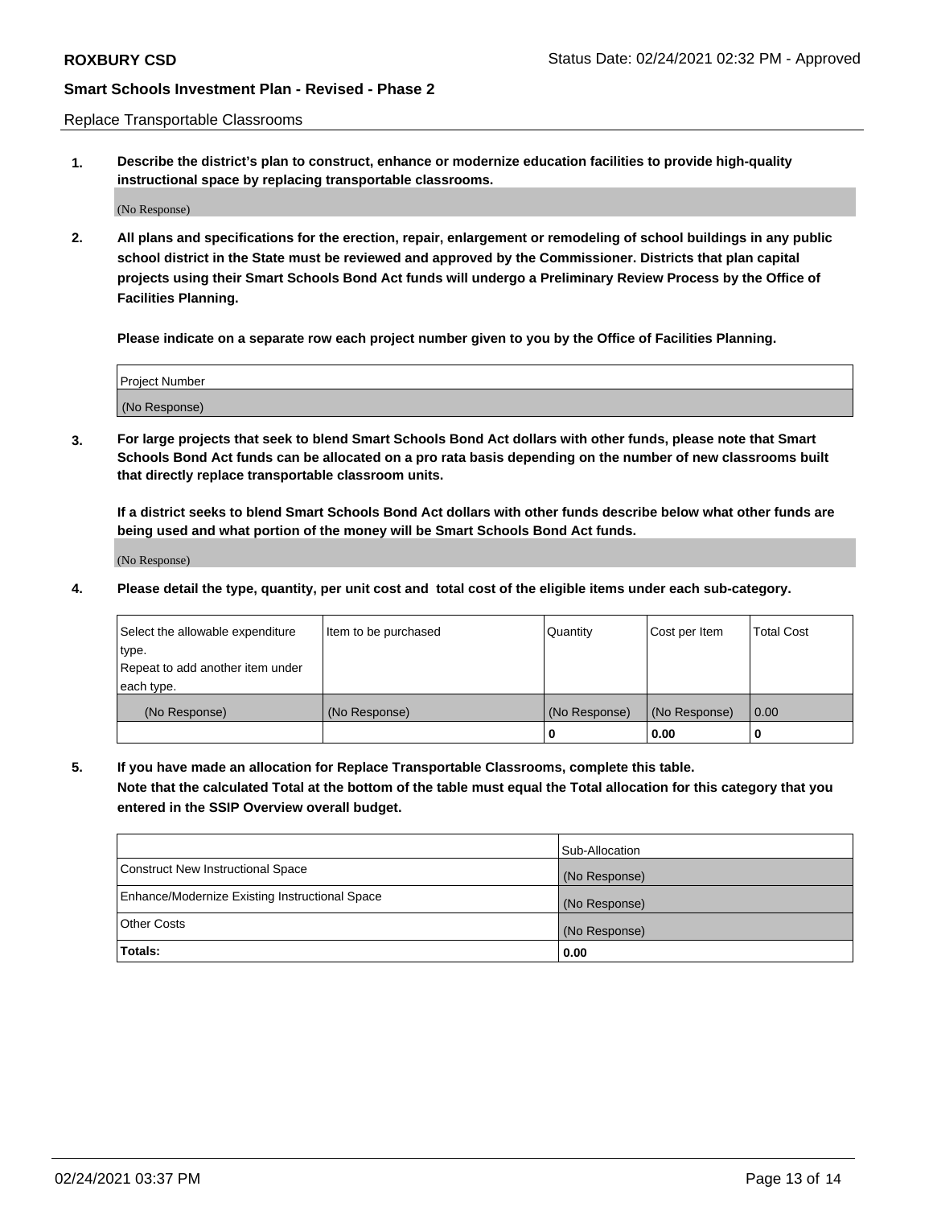Replace Transportable Classrooms

**1. Describe the district's plan to construct, enhance or modernize education facilities to provide high-quality instructional space by replacing transportable classrooms.**

(No Response)

**2. All plans and specifications for the erection, repair, enlargement or remodeling of school buildings in any public school district in the State must be reviewed and approved by the Commissioner. Districts that plan capital projects using their Smart Schools Bond Act funds will undergo a Preliminary Review Process by the Office of Facilities Planning.**

**Please indicate on a separate row each project number given to you by the Office of Facilities Planning.**

| Project Number |
| --- |
| (No Response) |

**3. For large projects that seek to blend Smart Schools Bond Act dollars with other funds, please note that Smart Schools Bond Act funds can be allocated on a pro rata basis depending on the number of new classrooms built that directly replace transportable classroom units.**

**If a district seeks to blend Smart Schools Bond Act dollars with other funds describe below what other funds are being used and what portion of the money will be Smart Schools Bond Act funds.**

(No Response)

**4. Please detail the type, quantity, per unit cost and total cost of the eligible items under each sub-category.**

| Select the allowable expenditure type. Repeat to add another item under each type. | Item to be purchased | Quantity | Cost per Item | Total Cost |
| --- | --- | --- | --- | --- |
| (No Response) | (No Response) | (No Response) | (No Response) | 0.00 |
| | | 0 | 0.00 | 0 |

**5. If you have made an allocation for Replace Transportable Classrooms, complete this table. Note that the calculated Total at the bottom of the table must equal the Total allocation for this category that you entered in the SSIP Overview overall budget.**

| | Sub-Allocation |
| --- | --- |
| Construct New Instructional Space | (No Response) |
| Enhance/Modernize Existing Instructional Space | (No Response) |
| Other Costs | (No Response) |
| **Totals:** | **0.00** |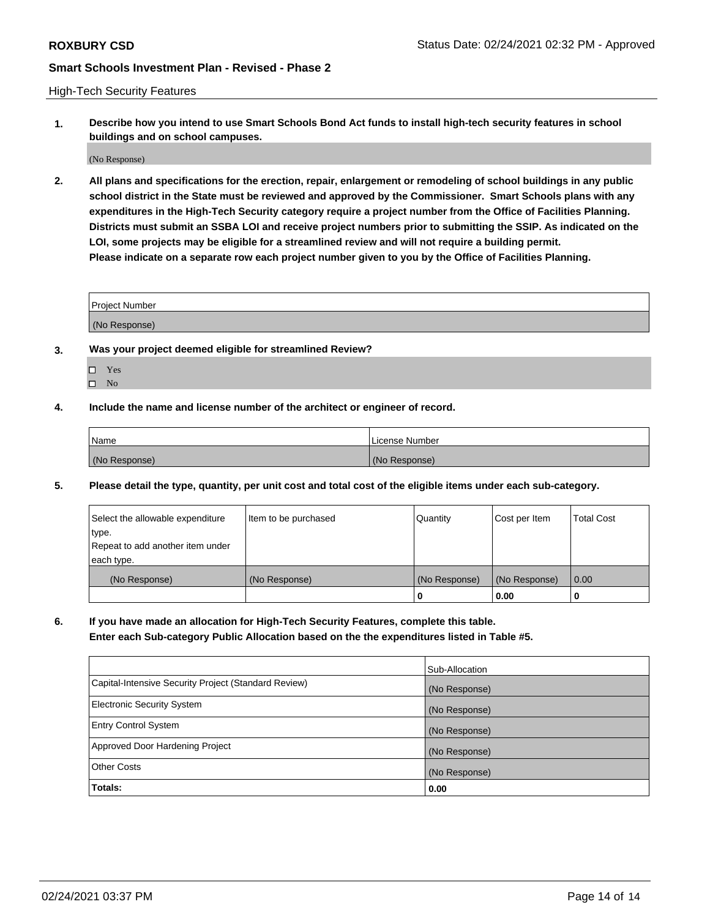High-Tech Security Features

**1. Describe how you intend to use Smart Schools Bond Act funds to install high-tech security features in school buildings and on school campuses.**

(No Response)

**2. All plans and specifications for the erection, repair, enlargement or remodeling of school buildings in any public school district in the State must be reviewed and approved by the Commissioner. Smart Schools plans with any expenditures in the High-Tech Security category require a project number from the Office of Facilities Planning. Districts must submit an SSBA LOI and receive project numbers prior to submitting the SSIP. As indicated on the LOI, some projects may be eligible for a streamlined review and will not require a building permit. Please indicate on a separate row each project number given to you by the Office of Facilities Planning.**

| Project Number |
|---|
| (No Response) |

**3. Was your project deemed eligible for streamlined Review?**

- ☐ Yes
- ☐ No

**4. Include the name and license number of the architect or engineer of record.**

| Name | License Number |
|---|---|
| (No Response) | (No Response) |

**5. Please detail the type, quantity, per unit cost and total cost of the eligible items under each sub-category.**

| Select the allowable expenditure type. Repeat to add another item under each type. | Item to be purchased | Quantity | Cost per Item | Total Cost |
|---|---|---|---|---|
| (No Response) | (No Response) | (No Response) | (No Response) | 0.00 |
| | | 0 | 0.00 | 0 |

**6. If you have made an allocation for High-Tech Security Features, complete this table. Enter each Sub-category Public Allocation based on the the expenditures listed in Table #5.**

| | Sub-Allocation |
|---|---|
| Capital-Intensive Security Project (Standard Review) | (No Response) |
| Electronic Security System | (No Response) |
| Entry Control System | (No Response) |
| Approved Door Hardening Project | (No Response) |
| Other Costs | (No Response) |
| **Totals:** | **0.00** |